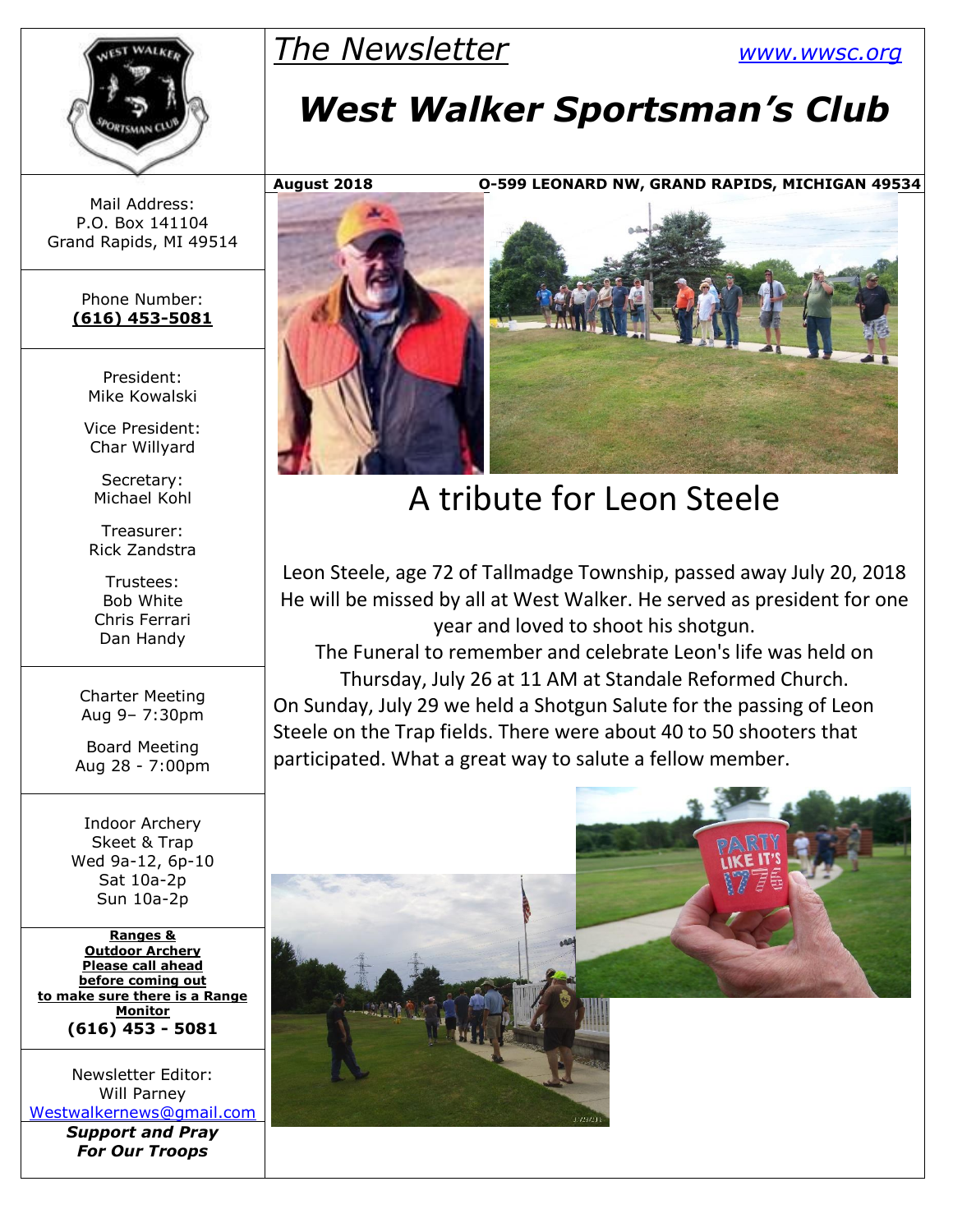# The Newsletter

www.wwsc.org

# West Walker Sportsman's Club

**August 2018** **O-599 LEONARD NW, GRAND RAPIDS, MICHIGAN 49534**

Mail Address:
P.O. Box 141104
Grand Rapids, MI 49514

Phone Number:
**(616) 453-5081**

President:
Mike Kowalski

Vice President:
Char Willyard

Secretary:
Michael Kohl

Treasurer:
Rick Zandstra

Trustees:
Bob White
Chris Ferrari
Dan Handy

Charter Meeting
Aug 9– 7:30pm

Board Meeting
Aug 28 - 7:00pm

Indoor Archery
Skeet & Trap
Wed 9a-12, 6p-10
Sat 10a-2p
Sun 10a-2p

**Ranges & Outdoor Archery Please call ahead before coming out to make sure there is a Range Monitor**
**(616) 453 - 5081**

Newsletter Editor:
Will Parney
Westwalkernews@gmail.com

***Support and Pray For Our Troops***

## A tribute for Leon Steele

Leon Steele, age 72 of Tallmadge Township, passed away July 20, 2018 He will be missed by all at West Walker. He served as president for one year and loved to shoot his shotgun.

The Funeral to remember and celebrate Leon's life was held on Thursday, July 26 at 11 AM at Standale Reformed Church.

On Sunday, July 29 we held a Shotgun Salute for the passing of Leon Steele on the Trap fields. There were about 40 to 50 shooters that participated. What a great way to salute a fellow member.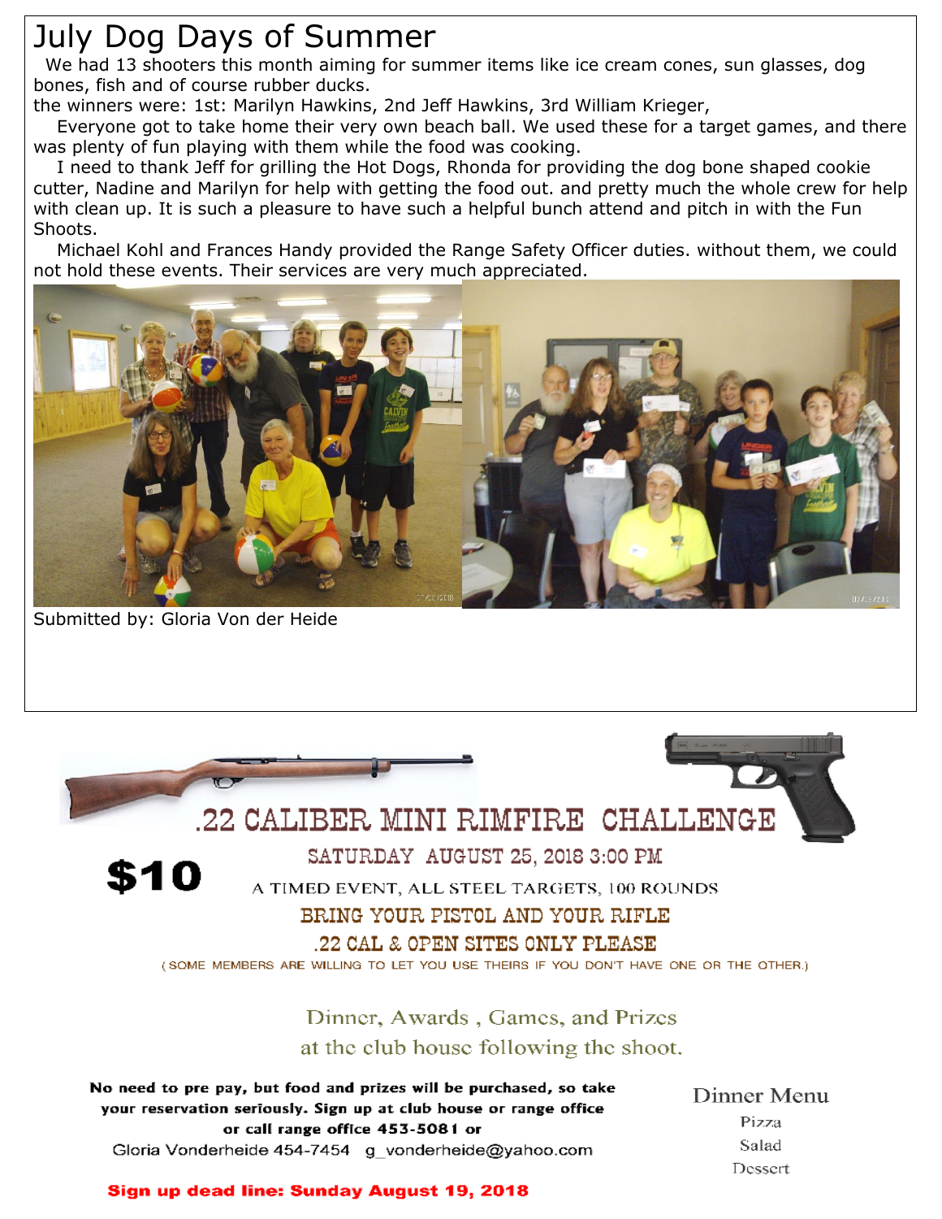# July Dog Days of Summer

We had 13 shooters this month aiming for summer items like ice cream cones, sun glasses, dog bones, fish and of course rubber ducks.

the winners were: 1st: Marilyn Hawkins, 2nd Jeff Hawkins, 3rd William Krieger,

Everyone got to take home their very own beach ball. We used these for a target games, and there was plenty of fun playing with them while the food was cooking.

I need to thank Jeff for grilling the Hot Dogs, Rhonda for providing the dog bone shaped cookie cutter, Nadine and Marilyn for help with getting the food out. and pretty much the whole crew for help with clean up. It is such a pleasure to have such a helpful bunch attend and pitch in with the Fun Shoots.

Michael Kohl and Frances Handy provided the Range Safety Officer duties. without them, we could not hold these events. Their services are very much appreciated.

Submitted by: Gloria Von der Heide

## .22 CALIBER MINI RIMFIRE CHALLENGE

**$10**

SATURDAY AUGUST 25, 2018 3:00 PM

A TIMED EVENT, ALL STEEL TARGETS, 100 ROUNDS

BRING YOUR PISTOL AND YOUR RIFLE

.22 CAL & OPEN SITES ONLY PLEASE

(SOME MEMBERS ARE WILLING TO LET YOU USE THEIRS IF YOU DON'T HAVE ONE OR THE OTHER.)

Dinner, Awards , Games, and Prizes at the club house following the shoot.

**No need to pre pay, but food and prizes will be purchased, so take your reservation seriously. Sign up at club house or range office or call range office 453-5081 or**

Gloria Vonderheide 454-7454 g_vonderheide@yahoo.com

Dinner Menu

Pizza

Salad

Dessert

**Sign up dead line: Sunday August 19, 2018**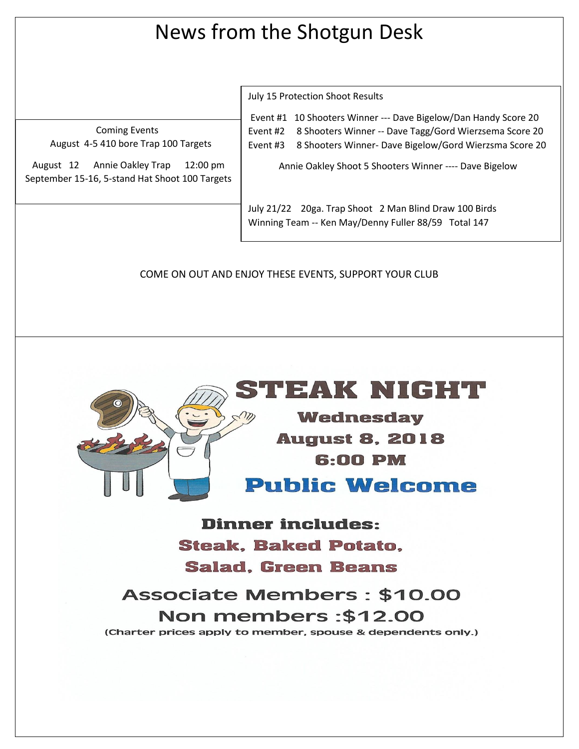# News from the Shotgun Desk

Coming Events

August 4-5 410 bore Trap 100 Targets

August 12 Annie Oakley Trap 12:00 pm

September 15-16, 5-stand Hat Shoot 100 Targets

July 15 Protection Shoot Results

Event #1 10 Shooters Winner --- Dave Bigelow/Dan Handy Score 20

Event #2 8 Shooters Winner -- Dave Tagg/Gord Wierzsema Score 20

Event #3 8 Shooters Winner- Dave Bigelow/Gord Wierzsma Score 20

Annie Oakley Shoot 5 Shooters Winner ---- Dave Bigelow

July 21/22 20ga. Trap Shoot 2 Man Blind Draw 100 Birds

Winning Team -- Ken May/Denny Fuller 88/59 Total 147

COME ON OUT AND ENJOY THESE EVENTS, SUPPORT YOUR CLUB

# STEAK NIGHT

**Wednesday**

**August 8, 2018**

**6:00 PM**

**Public Welcome**

**Dinner includes:**

**Steak, Baked Potato,**

**Salad, Green Beans**

Associate Members : $10.00

Non members :$12.00

(Charter prices apply to member, spouse & dependents only.)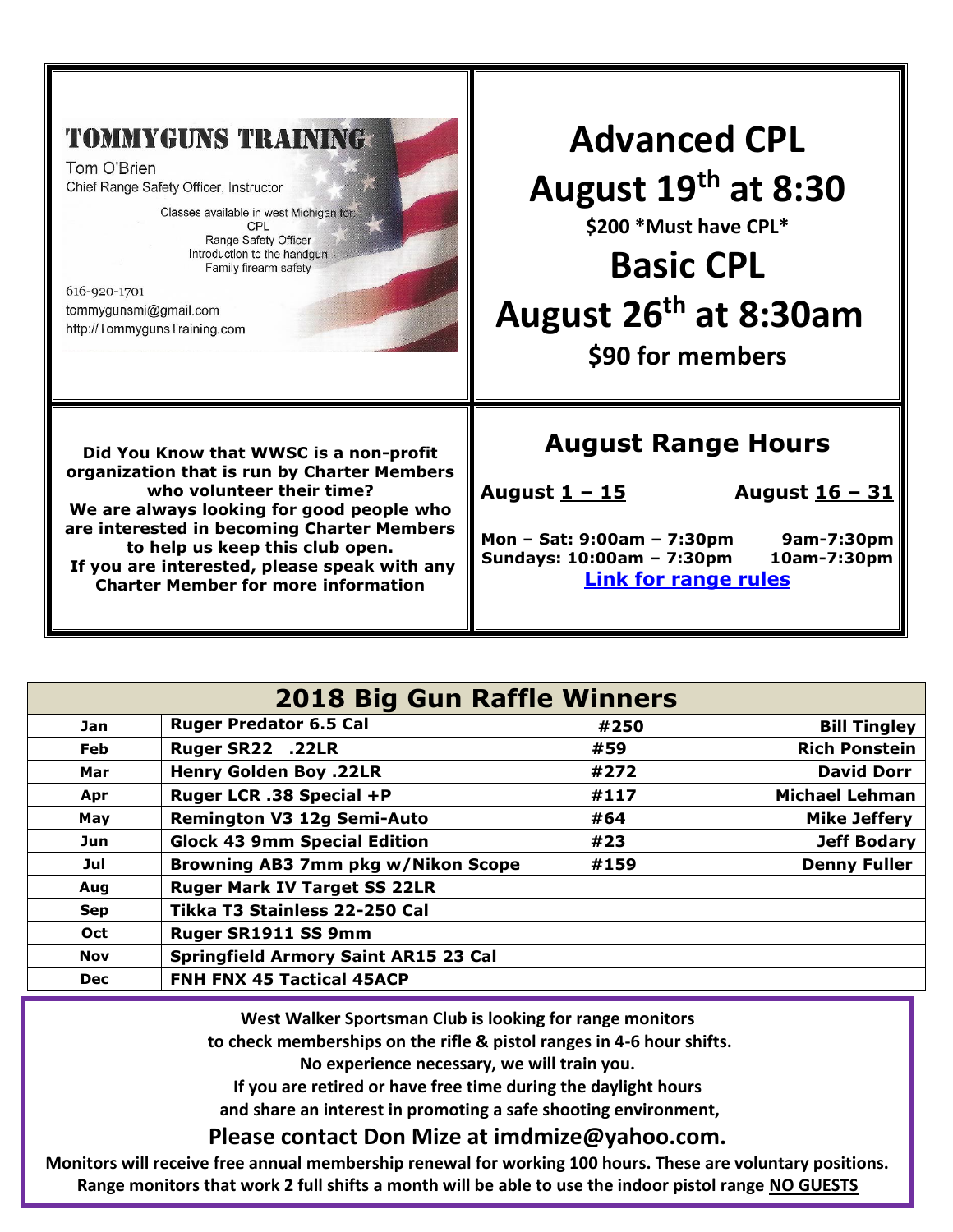**TOMMYGUNS TRAINING**

Tom O'Brien
Chief Range Safety Officer, Instructor

Classes available in west Michigan for:
CPL
Range Safety Officer
Introduction to the handgun
Family firearm safety

616-920-1701
tommygunsmi@gmail.com
http://TommygunsTraining.com

# Advanced CPL

# August 19th at 8:30

**$200 *Must have CPL***

# Basic CPL

# August 26th at 8:30am

**$90 for members**

**Did You Know that WWSC is a non-profit organization that is run by Charter Members who volunteer their time?**
**We are always looking for good people who are interested in becoming Charter Members to help us keep this club open.**
**If you are interested, please speak with any Charter Member for more information**

## August Range Hours

| | August 1 – 15 | August 16 – 31 |
|---|---|---|
| Mon – Sat: | 9:00am – 7:30pm | 9am-7:30pm |
| Sundays: | 10:00am – 7:30pm | 10am-7:30pm |

[Link for range rules]

## 2018 Big Gun Raffle Winners

| Month | Prize | Ticket | Winner |
|---|---|---|---|
| Jan | Ruger Predator 6.5 Cal | #250 | Bill Tingley |
| Feb | Ruger SR22 .22LR | #59 | Rich Ponstein |
| Mar | Henry Golden Boy .22LR | #272 | David Dorr |
| Apr | Ruger LCR .38 Special +P | #117 | Michael Lehman |
| May | Remington V3 12g Semi-Auto | #64 | Mike Jeffery |
| Jun | Glock 43 9mm Special Edition | #23 | Jeff Bodary |
| Jul | Browning AB3 7mm pkg w/Nikon Scope | #159 | Denny Fuller |
| Aug | Ruger Mark IV Target SS 22LR | | |
| Sep | Tikka T3 Stainless 22-250 Cal | | |
| Oct | Ruger SR1911 SS 9mm | | |
| Nov | Springfield Armory Saint AR15 23 Cal | | |
| Dec | FNH FNX 45 Tactical 45ACP | | |

**West Walker Sportsman Club is looking for range monitors**
**to check memberships on the rifle & pistol ranges in 4-6 hour shifts.**
**No experience necessary, we will train you.**
**If you are retired or have free time during the daylight hours**
**and share an interest in promoting a safe shooting environment,**

### Please contact Don Mize at imdmize@yahoo.com.

**Monitors will receive free annual membership renewal for working 100 hours. These are voluntary positions.**
**Range monitors that work 2 full shifts a month will be able to use the indoor pistol range NO GUESTS**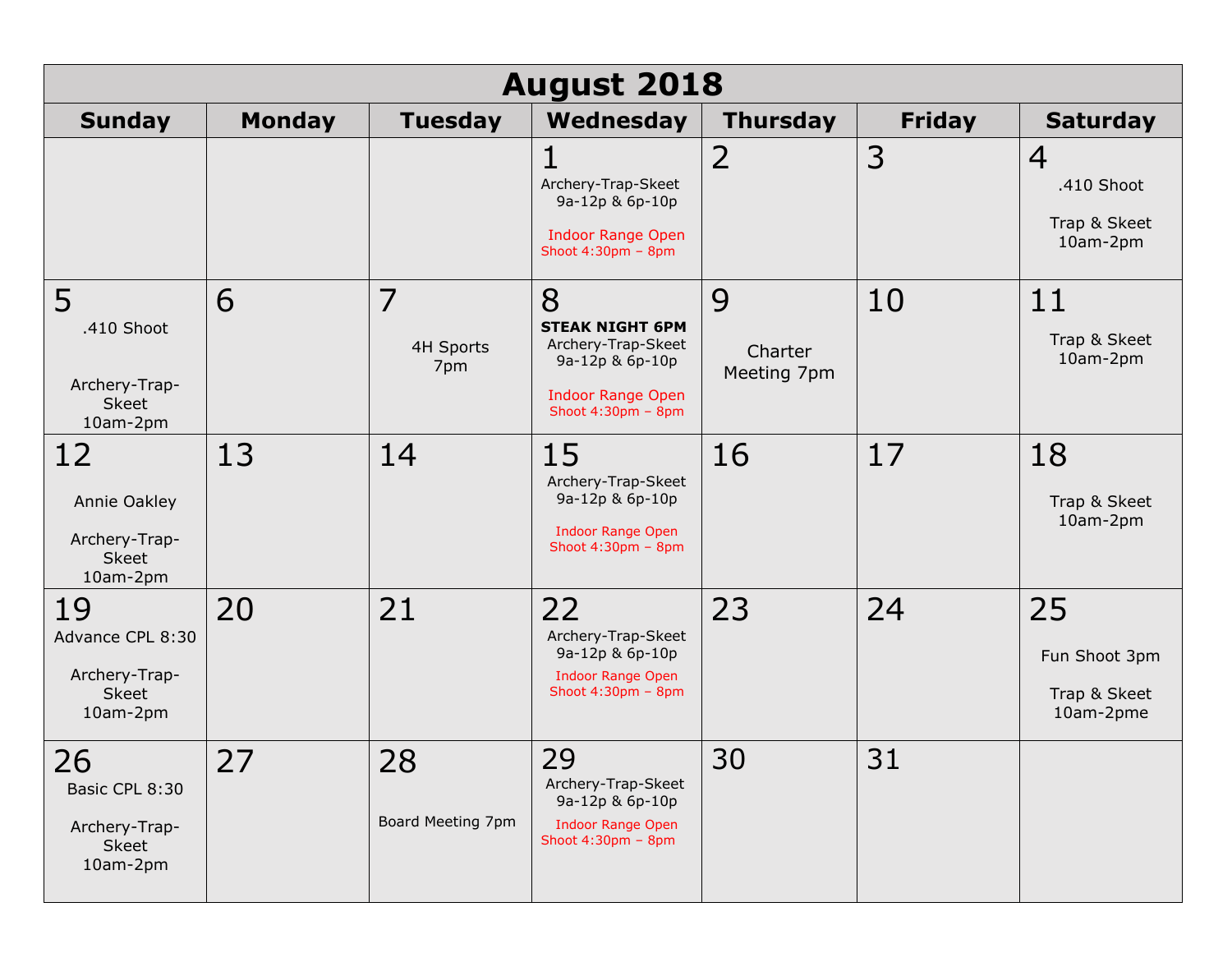# August 2018

| Sunday | Monday | Tuesday | Wednesday | Thursday | Friday | Saturday |
|---|---|---|---|---|---|---|
| | | | 1<br>Archery-Trap-Skeet<br>9a-12p & 6p-10p<br>Indoor Range Open<br>Shoot 4:30pm – 8pm | 2 | 3 | 4<br>.410 Shoot<br>Trap & Skeet<br>10am-2pm |
| 5<br>.410 Shoot<br>Archery-Trap-Skeet<br>10am-2pm | 6 | 7<br>4H Sports<br>7pm | 8<br>**STEAK NIGHT 6PM**<br>Archery-Trap-Skeet<br>9a-12p & 6p-10p<br>Indoor Range Open<br>Shoot 4:30pm – 8pm | 9<br>Charter Meeting 7pm | 10 | 11<br>Trap & Skeet<br>10am-2pm |
| 12<br>Annie Oakley<br>Archery-Trap-Skeet<br>10am-2pm | 13 | 14 | 15<br>Archery-Trap-Skeet<br>9a-12p & 6p-10p<br>Indoor Range Open<br>Shoot 4:30pm – 8pm | 16 | 17 | 18<br>Trap & Skeet<br>10am-2pm |
| 19<br>Advance CPL 8:30<br>Archery-Trap-Skeet<br>10am-2pm | 20 | 21 | 22<br>Archery-Trap-Skeet<br>9a-12p & 6p-10p<br>Indoor Range Open<br>Shoot 4:30pm – 8pm | 23 | 24 | 25<br>Fun Shoot 3pm<br>Trap & Skeet<br>10am-2pme |
| 26<br>Basic CPL 8:30<br>Archery-Trap-Skeet<br>10am-2pm | 27 | 28<br>Board Meeting 7pm | 29<br>Archery-Trap-Skeet<br>9a-12p & 6p-10p<br>Indoor Range Open<br>Shoot 4:30pm – 8pm | 30 | 31 | |